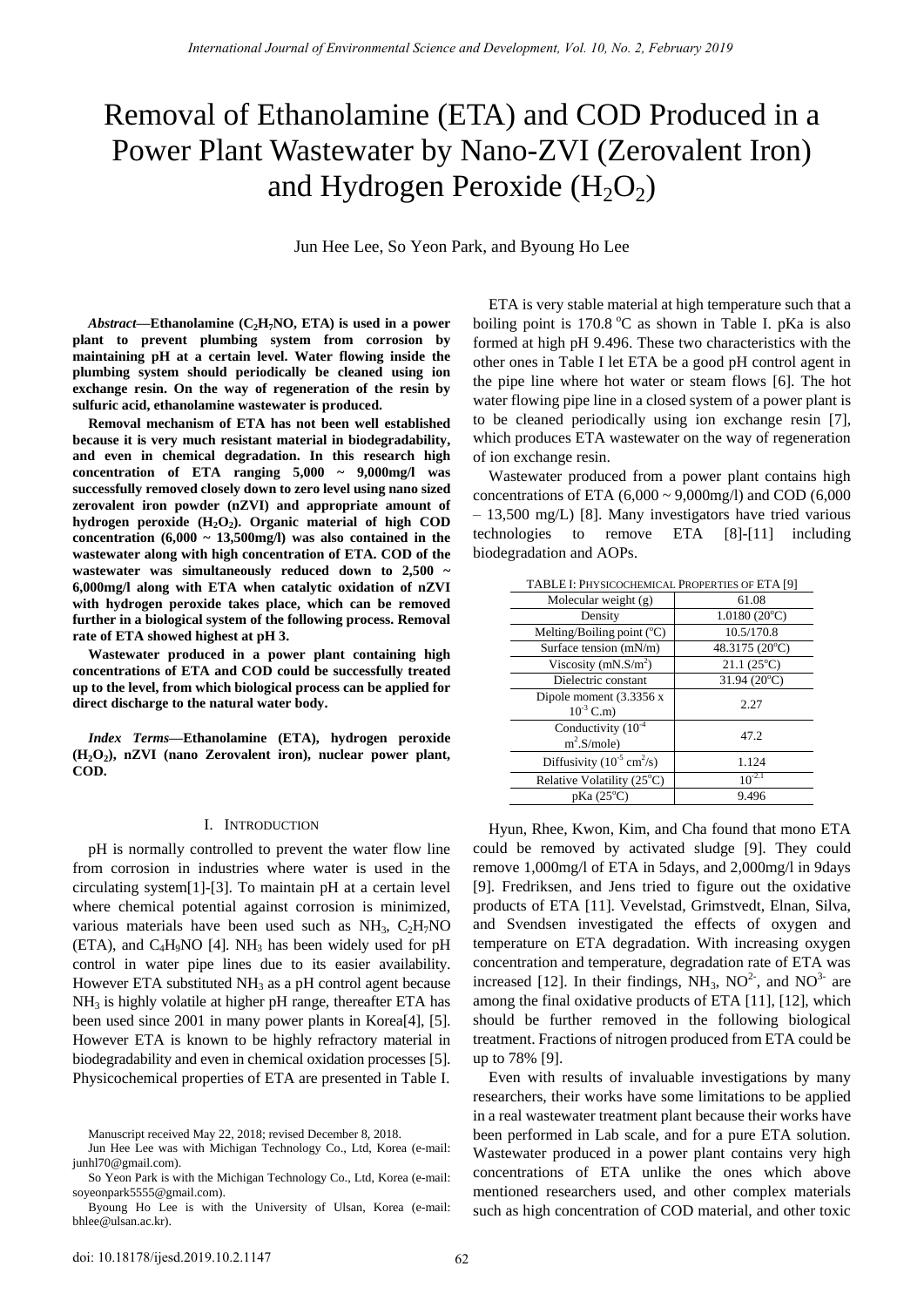# Removal of Ethanolamine (ETA) and COD Produced in a Power Plant Wastewater by Nano-ZVI (Zerovalent Iron) and Hydrogen Peroxide ($H_2O_2$)

Jun Hee Lee, So Yeon Park, and Byoung Ho Lee

***Abstract*—Ethanolamine ($C_2H_7NO$, ETA) is used in a power plant to prevent plumbing system from corrosion by maintaining pH at a certain level. Water flowing inside the plumbing system should periodically be cleaned using ion exchange resin. On the way of regeneration of the resin by sulfuric acid, ethanolamine wastewater is produced.**

**Removal mechanism of ETA has not been well established because it is very much resistant material in biodegradability, and even in chemical degradation. In this research high concentration of ETA ranging 5,000 ~ 9,000mg/l was successfully removed closely down to zero level using nano sized zerovalent iron powder (nZVI) and appropriate amount of hydrogen peroxide ($H_2O_2$). Organic material of high COD concentration (6,000 ~ 13,500mg/l) was also contained in the wastewater along with high concentration of ETA. COD of the wastewater was simultaneously reduced down to 2,500 ~ 6,000mg/l along with ETA when catalytic oxidation of nZVI with hydrogen peroxide takes place, which can be removed further in a biological system of the following process. Removal rate of ETA showed highest at pH 3.**

**Wastewater produced in a power plant containing high concentrations of ETA and COD could be successfully treated up to the level, from which biological process can be applied for direct discharge to the natural water body.**

***Index Terms*—Ethanolamine (ETA), hydrogen peroxide ($H_2O_2$), nZVI (nano Zerovalent iron), nuclear power plant, COD.**

## I. Introduction

pH is normally controlled to prevent the water flow line from corrosion in industries where water is used in the circulating system[1]-[3]. To maintain pH at a certain level where chemical potential against corrosion is minimized, various materials have been used such as $NH_3$, $C_2H_7NO$ (ETA), and $C_4H_9NO$ [4]. $NH_3$ has been widely used for pH control in water pipe lines due to its easier availability. However ETA substituted $NH_3$ as a pH control agent because $NH_3$ is highly volatile at higher pH range, thereafter ETA has been used since 2001 in many power plants in Korea[4], [5]. However ETA is known to be highly refractory material in biodegradability and even in chemical oxidation processes [5]. Physicochemical properties of ETA are presented in Table I.

Manuscript received May 22, 2018; revised December 8, 2018.

Jun Hee Lee was with Michigan Technology Co., Ltd, Korea (e-mail: junhl70@gmail.com).

So Yeon Park is with the Michigan Technology Co., Ltd, Korea (e-mail: soyeonpark5555@gmail.com).

Byoung Ho Lee is with the University of Ulsan, Korea (e-mail: bhlee@ulsan.ac.kr).

ETA is very stable material at high temperature such that a boiling point is 170.8 °C as shown in Table I. pKa is also formed at high pH 9.496. These two characteristics with the other ones in Table I let ETA be a good pH control agent in the pipe line where hot water or steam flows [6]. The hot water flowing pipe line in a closed system of a power plant is to be cleaned periodically using ion exchange resin [7], which produces ETA wastewater on the way of regeneration of ion exchange resin.

Wastewater produced from a power plant contains high concentrations of ETA (6,000 ~ 9,000mg/l) and COD (6,000 – 13,500 mg/L) [8]. Many investigators have tried various technologies to remove ETA [8]-[11] including biodegradation and AOPs.

TABLE I: Physicochemical Properties of ETA [9]

| Property | Value |
|---|---|
| Molecular weight (g) | 61.08 |
| Density | 1.0180 (20°C) |
| Melting/Boiling point (°C) | 10.5/170.8 |
| Surface tension (mN/m) | 48.3175 (20°C) |
| Viscosity (mN.S/$m^2$) | 21.1 (25°C) |
| Dielectric constant | 31.94 (20°C) |
| Dipole moment (3.3356 x $10^{-3}$ C.m) | 2.27 |
| Conductivity ($10^{-4}$ $m^2$.S/mole) | 47.2 |
| Diffusivity ($10^{-5}$ $cm^2$/s) | 1.124 |
| Relative Volatility (25°C) | $10^{-2.1}$ |
| pKa (25°C) | 9.496 |

Hyun, Rhee, Kwon, Kim, and Cha found that mono ETA could be removed by activated sludge [9]. They could remove 1,000mg/l of ETA in 5days, and 2,000mg/l in 9days [9]. Fredriksen, and Jens tried to figure out the oxidative products of ETA [11]. Vevelstad, Grimstvedt, Elnan, Silva, and Svendsen investigated the effects of oxygen and temperature on ETA degradation. With increasing oxygen concentration and temperature, degradation rate of ETA was increased [12]. In their findings, $NH_3$, $NO^{2-}$, and $NO^{3-}$ are among the final oxidative products of ETA [11], [12], which should be further removed in the following biological treatment. Fractions of nitrogen produced from ETA could be up to 78% [9].

Even with results of invaluable investigations by many researchers, their works have some limitations to be applied in a real wastewater treatment plant because their works have been performed in Lab scale, and for a pure ETA solution. Wastewater produced in a power plant contains very high concentrations of ETA unlike the ones which above mentioned researchers used, and other complex materials such as high concentration of COD material, and other toxic

doi: 10.18178/ijesd.2019.10.2.1147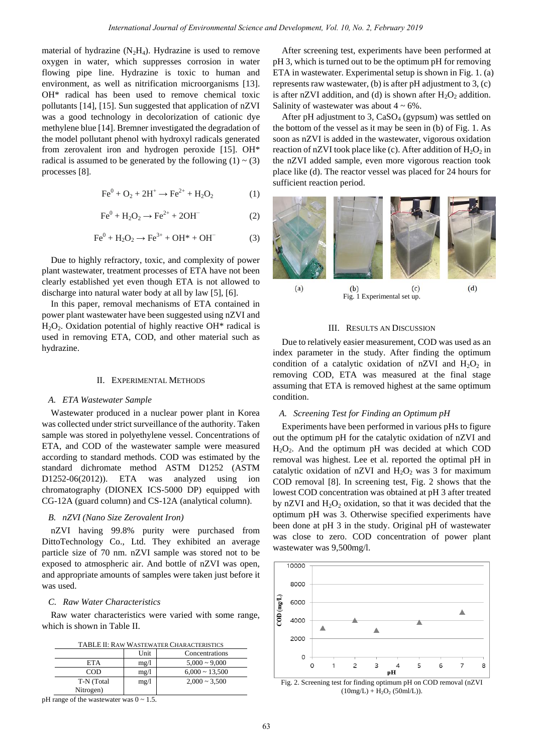material of hydrazine ($N_2H_4$). Hydrazine is used to remove oxygen in water, which suppresses corrosion in water flowing pipe line. Hydrazine is toxic to human and environment, as well as nitrification microorganisms [13]. OH* radical has been used to remove chemical toxic pollutants [14], [15]. Sun suggested that application of nZVI was a good technology in decolorization of cationic dye methylene blue [14]. Bremner investigated the degradation of the model pollutant phenol with hydroxyl radicals generated from zerovalent iron and hydrogen peroxide [15]. OH* radical is assumed to be generated by the following (1) ~ (3) processes [8].

$$Fe^0 + O_2 + 2H^+ \rightarrow Fe^{2+} + H_2O_2 \quad (1)$$

$$Fe^0 + H_2O_2 \rightarrow Fe^{2+} + 2OH^- \quad (2)$$

$$Fe^0 + H_2O_2 \rightarrow Fe^{3+} + OH^* + OH^- \quad (3)$$

Due to highly refractory, toxic, and complexity of power plant wastewater, treatment processes of ETA have not been clearly established yet even though ETA is not allowed to discharge into natural water body at all by law [5], [6].

In this paper, removal mechanisms of ETA contained in power plant wastewater have been suggested using nZVI and $H_2O_2$. Oxidation potential of highly reactive OH* radical is used in removing ETA, COD, and other material such as hydrazine.

## II. Experimental Methods

### A. ETA Wastewater Sample

Wastewater produced in a nuclear power plant in Korea was collected under strict surveillance of the authority. Taken sample was stored in polyethylene vessel. Concentrations of ETA, and COD of the wastewater sample were measured according to standard methods. COD was estimated by the standard dichromate method ASTM D1252 (ASTM D1252-06(2012)). ETA was analyzed using ion chromatography (DIONEX ICS-5000 DP) equipped with CG-12A (guard column) and CS-12A (analytical column).

### B. nZVI (Nano Size Zerovalent Iron)

nZVI having 99.8% purity were purchased from DittoTechnology Co., Ltd. They exhibited an average particle size of 70 nm. nZVI sample was stored not to be exposed to atmospheric air. And bottle of nZVI was open, and appropriate amounts of samples were taken just before it was used.

### C. Raw Water Characteristics

Raw water characteristics were varied with some range, which is shown in Table II.

TABLE II: Raw Wastewater Characteristics

| | Unit | Concentrations |
|---|---|---|
| ETA | mg/l | 5,000 ~ 9,000 |
| COD | mg/l | 6,000 ~ 13,500 |
| T-N (Total Nitrogen) | mg/l | 2,000 ~ 3,500 |

pH range of the wastewater was 0 ~ 1.5.

After screening test, experiments have been performed at pH 3, which is turned out to be the optimum pH for removing ETA in wastewater. Experimental setup is shown in Fig. 1. (a) represents raw wastewater, (b) is after pH adjustment to 3, (c) is after nZVI addition, and (d) is shown after $H_2O_2$ addition. Salinity of wastewater was about 4 ~ 6%.

After pH adjustment to 3, $CaSO_4$ (gypsum) was settled on the bottom of the vessel as it may be seen in (b) of Fig. 1. As soon as nZVI is added in the wastewater, vigorous oxidation reaction of nZVI took place like (c). After addition of $H_2O_2$ in the nZVI added sample, even more vigorous reaction took place like (d). The reactor vessel was placed for 24 hours for sufficient reaction period.

(a) (b) (c) (d)

Fig. 1 Experimental set up.

## III. Results an Discussion

Due to relatively easier measurement, COD was used as an index parameter in the study. After finding the optimum condition of a catalytic oxidation of nZVI and $H_2O_2$ in removing COD, ETA was measured at the final stage assuming that ETA is removed highest at the same optimum condition.

### A. Screening Test for Finding an Optimum pH

Experiments have been performed in various pHs to figure out the optimum pH for the catalytic oxidation of nZVI and $H_2O_2$. And the optimum pH was decided at which COD removal was highest. Lee et al. reported the optimal pH in catalytic oxidation of nZVI and $H_2O_2$ was 3 for maximum COD removal [8]. In screening test, Fig. 2 shows that the lowest COD concentration was obtained at pH 3 after treated by nZVI and $H_2O_2$ oxidation, so that it was decided that the optimum pH was 3. Otherwise specified experiments have been done at pH 3 in the study. Original pH of wastewater was close to zero. COD concentration of power plant wastewater was 9,500mg/l.

Fig. 2. Screening test for finding optimum pH on COD removal (nZVI (10mg/L) + $H_2O_2$ (50ml/L)).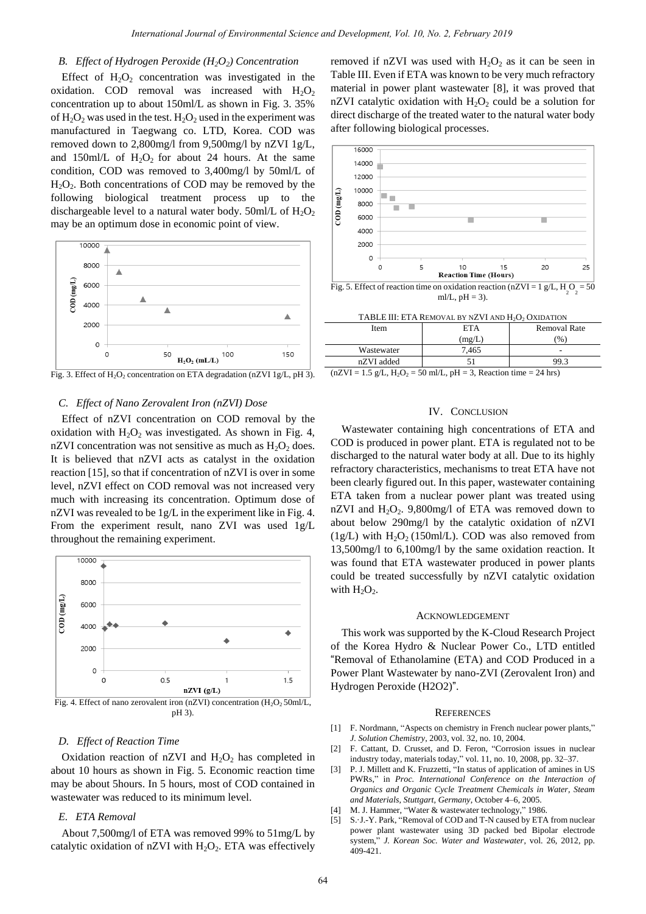### B. Effect of Hydrogen Peroxide ($H_2O_2$) Concentration

Effect of $H_2O_2$ concentration was investigated in the oxidation. COD removal was increased with $H_2O_2$ concentration up to about 150ml/L as shown in Fig. 3. 35% of $H_2O_2$ was used in the test. $H_2O_2$ used in the experiment was manufactured in Taegwang co. LTD, Korea. COD was removed down to 2,800mg/l from 9,500mg/l by nZVI 1g/L, and 150ml/L of $H_2O_2$ for about 24 hours. At the same condition, COD was removed to 3,400mg/l by 50ml/L of $H_2O_2$. Both concentrations of COD may be removed by the following biological treatment process up to the dischargeable level to a natural water body. 50ml/L of $H_2O_2$ may be an optimum dose in economic point of view.

Fig. 3. Effect of $H_2O_2$ concentration on ETA degradation (nZVI 1g/L, pH 3).

### C. Effect of Nano Zerovalent Iron (nZVI) Dose

Effect of nZVI concentration on COD removal by the oxidation with $H_2O_2$ was investigated. As shown in Fig. 4, nZVI concentration was not sensitive as much as $H_2O_2$ does. It is believed that nZVI acts as catalyst in the oxidation reaction [15], so that if concentration of nZVI is over in some level, nZVI effect on COD removal was not increased very much with increasing its concentration. Optimum dose of nZVI was revealed to be 1g/L in the experiment like in Fig. 4. From the experiment result, nano ZVI was used 1g/L throughout the remaining experiment.

Fig. 4. Effect of nano zerovalent iron (nZVI) concentration ($H_2O_2$ 50ml/L, pH 3).

### D. Effect of Reaction Time

Oxidation reaction of nZVI and $H_2O_2$ has completed in about 10 hours as shown in Fig. 5. Economic reaction time may be about 5hours. In 5 hours, most of COD contained in wastewater was reduced to its minimum level.

### E. ETA Removal

About 7,500mg/l of ETA was removed 99% to 51mg/L by catalytic oxidation of nZVI with $H_2O_2$. ETA was effectively removed if nZVI was used with $H_2O_2$ as it can be seen in Table III. Even if ETA was known to be very much refractory material in power plant wastewater [8], it was proved that nZVI catalytic oxidation with $H_2O_2$ could be a solution for direct discharge of the treated water to the natural water body after following biological processes.

Fig. 5. Effect of reaction time on oxidation reaction (nZVI = 1 g/L, $H_2O_2$ = 50 ml/L, pH = 3).

TABLE III: ETA REMOVAL BY NZVI AND $H_2O_2$ OXIDATION

| Item | ETA (mg/L) | Removal Rate (%) |
|---|---|---|
| Wastewater | 7,465 | - |
| nZVI added | 51 | 99.3 |

(nZVI = 1.5 g/L, $H_2O_2$ = 50 ml/L, pH = 3, Reaction time = 24 hrs)

## IV. CONCLUSION

Wastewater containing high concentrations of ETA and COD is produced in power plant. ETA is regulated not to be discharged to the natural water body at all. Due to its highly refractory characteristics, mechanisms to treat ETA have not been clearly figured out. In this paper, wastewater containing ETA taken from a nuclear power plant was treated using nZVI and $H_2O_2$. 9,800mg/l of ETA was removed down to about below 290mg/l by the catalytic oxidation of nZVI (1g/L) with $H_2O_2$ (150ml/L). COD was also removed from 13,500mg/l to 6,100mg/l by the same oxidation reaction. It was found that ETA wastewater produced in power plants could be treated successfully by nZVI catalytic oxidation with $H_2O_2$.

## ACKNOWLEDGEMENT

This work was supported by the K-Cloud Research Project of the Korea Hydro & Nuclear Power Co., LTD entitled "Removal of Ethanolamine (ETA) and COD Produced in a Power Plant Wastewater by nano-ZVI (Zerovalent Iron) and Hydrogen Peroxide (H2O2)".

## REFERENCES

[1] F. Nordmann, "Aspects on chemistry in French nuclear power plants," *J. Solution Chemistry*, 2003, vol. 32, no. 10, 2004.

[2] F. Cattant, D. Crusset, and D. Feron, "Corrosion issues in nuclear industry today, materials today," vol. 11, no. 10, 2008, pp. 32–37.

[3] P. J. Millett and K. Fruzzetti, "In status of application of amines in US PWRs," in *Proc. International Conference on the Interaction of Organics and Organic Cycle Treatment Chemicals in Water, Steam and Materials, Stuttgart, Germany*, October 4–6, 2005.

[4] M. J. Hammer, "Water & wastewater technology," 1986.

[5] S.-J.-Y. Park, "Removal of COD and T-N caused by ETA from nuclear power plant wastewater using 3D packed bed Bipolar electrode system," *J. Korean Soc. Water and Wastewater*, vol. 26, 2012, pp. 409-421.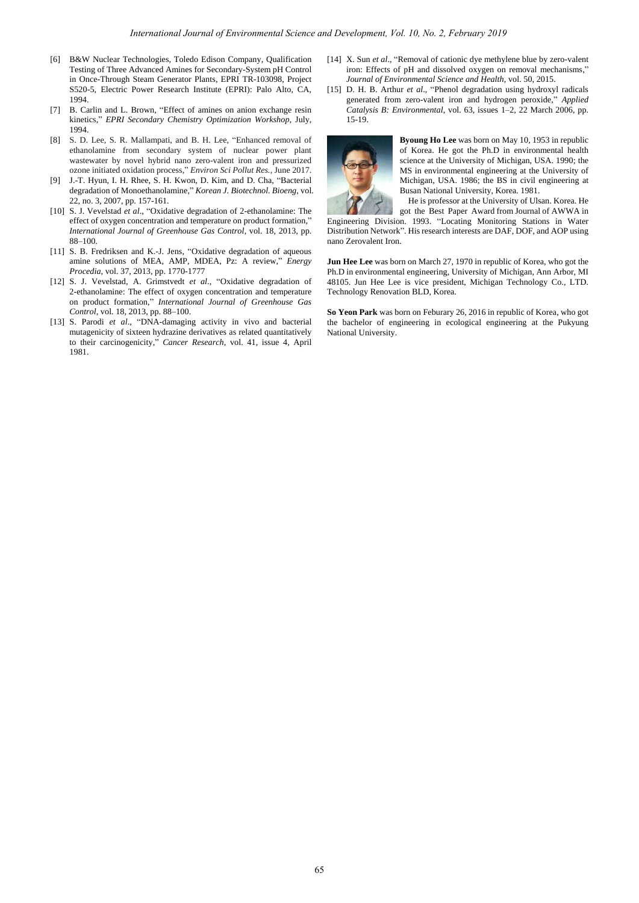[6] B&W Nuclear Technologies, Toledo Edison Company, Qualification Testing of Three Advanced Amines for Secondary-System pH Control in Once-Through Steam Generator Plants, EPRI TR-103098, Project S520-5, Electric Power Research Institute (EPRI): Palo Alto, CA, 1994.

[7] B. Carlin and L. Brown, "Effect of amines on anion exchange resin kinetics," *EPRI Secondary Chemistry Optimization Workshop*, July, 1994.

[8] S. D. Lee, S. R. Mallampati, and B. H. Lee, "Enhanced removal of ethanolamine from secondary system of nuclear power plant wastewater by novel hybrid nano zero-valent iron and pressurized ozone initiated oxidation process," *Environ Sci Pollut Res.*, June 2017.

[9] J.-T. Hyun, I. H. Rhee, S. H. Kwon, D. Kim, and D. Cha, "Bacterial degradation of Monoethanolamine," *Korean J. Biotechnol. Bioeng*, vol. 22, no. 3, 2007, pp. 157-161.

[10] S. J. Vevelstad *et al*., "Oxidative degradation of 2-ethanolamine: The effect of oxygen concentration and temperature on product formation," *International Journal of Greenhouse Gas Control*, vol. 18, 2013, pp. 88–100.

[11] S. B. Fredriksen and K.-J. Jens, "Oxidative degradation of aqueous amine solutions of MEA, AMP, MDEA, Pz: A review," *Energy Procedia*, vol. 37, 2013, pp. 1770-1777

[12] S. J. Vevelstad, A. Grimstvedt *et al*., "Oxidative degradation of 2-ethanolamine: The effect of oxygen concentration and temperature on product formation," *International Journal of Greenhouse Gas Control*, vol. 18, 2013, pp. 88–100.

[13] S. Parodi *et al*., "DNA-damaging activity in vivo and bacterial mutagenicity of sixteen hydrazine derivatives as related quantitatively to their carcinogenicity," *Cancer Research*, vol. 41, issue 4, April 1981.

[14] X. Sun *et al*., "Removal of cationic dye methylene blue by zero-valent iron: Effects of pH and dissolved oxygen on removal mechanisms," *Journal of Environmental Science and Health*, vol. 50, 2015.

[15] D. H. B. Arthur *et al*., "Phenol degradation using hydroxyl radicals generated from zero-valent iron and hydrogen peroxide," *Applied Catalysis B: Environmental*, vol. 63, issues 1–2, 22 March 2006, pp. 15-19.

**Byoung Ho Lee** was born on May 10, 1953 in republic of Korea. He got the Ph.D in environmental health science at the University of Michigan, USA. 1990; the MS in environmental engineering at the University of Michigan, USA. 1986; the BS in civil engineering at Busan National University, Korea. 1981.

He is professor at the University of Ulsan. Korea. He got the Best Paper Award from Journal of AWWA in Engineering Division. 1993. "Locating Monitoring Stations in Water Distribution Network". His research interests are DAF, DOF, and AOP using nano Zerovalent Iron.

**Jun Hee Lee** was born on March 27, 1970 in republic of Korea, who got the Ph.D in environmental engineering, University of Michigan, Ann Arbor, MI 48105. Jun Hee Lee is vice president, Michigan Technology Co., LTD. Technology Renovation BLD, Korea.

**So Yeon Park** was born on Feburary 26, 2016 in republic of Korea, who got the bachelor of engineering in ecological engineering at the Pukyung National University.